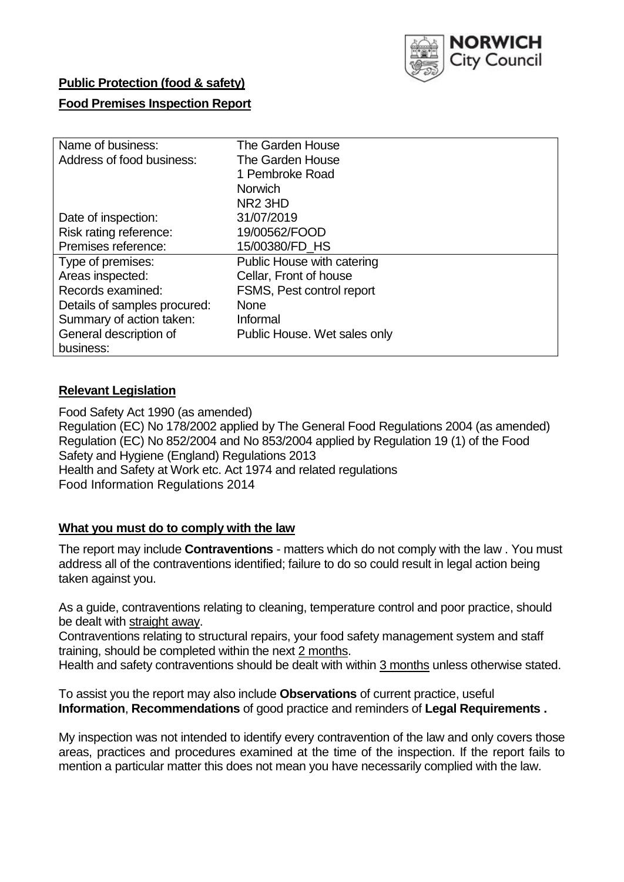NORWICH City Council

**Public Protection (food & safety)**

**Food Premises Inspection Report**

| | |
|---|---|
| Name of business: | The Garden House |
| Address of food business: | The Garden House<br>1 Pembroke Road<br>Norwich<br>NR2 3HD |
| Date of inspection: | 31/07/2019 |
| Risk rating reference: | 19/00562/FOOD |
| Premises reference: | 15/00380/FD_HS |
| Type of premises: | Public House with catering |
| Areas inspected: | Cellar, Front of house |
| Records examined: | FSMS, Pest control report |
| Details of samples procured: | None |
| Summary of action taken: | Informal |
| General description of business: | Public House. Wet sales only |

## Relevant Legislation

Food Safety Act 1990 (as amended)
Regulation (EC) No 178/2002 applied by The General Food Regulations 2004 (as amended)
Regulation (EC) No 852/2004 and No 853/2004 applied by Regulation 19 (1) of the Food Safety and Hygiene (England) Regulations 2013
Health and Safety at Work etc. Act 1974 and related regulations
Food Information Regulations 2014

## What you must do to comply with the law

The report may include **Contraventions** - matters which do not comply with the law . You must address all of the contraventions identified; failure to do so could result in legal action being taken against you.

As a guide, contraventions relating to cleaning, temperature control and poor practice, should be dealt with straight away.
Contraventions relating to structural repairs, your food safety management system and staff training, should be completed within the next 2 months.
Health and safety contraventions should be dealt with within 3 months unless otherwise stated.

To assist you the report may also include **Observations** of current practice, useful **Information**, **Recommendations** of good practice and reminders of **Legal Requirements .**

My inspection was not intended to identify every contravention of the law and only covers those areas, practices and procedures examined at the time of the inspection. If the report fails to mention a particular matter this does not mean you have necessarily complied with the law.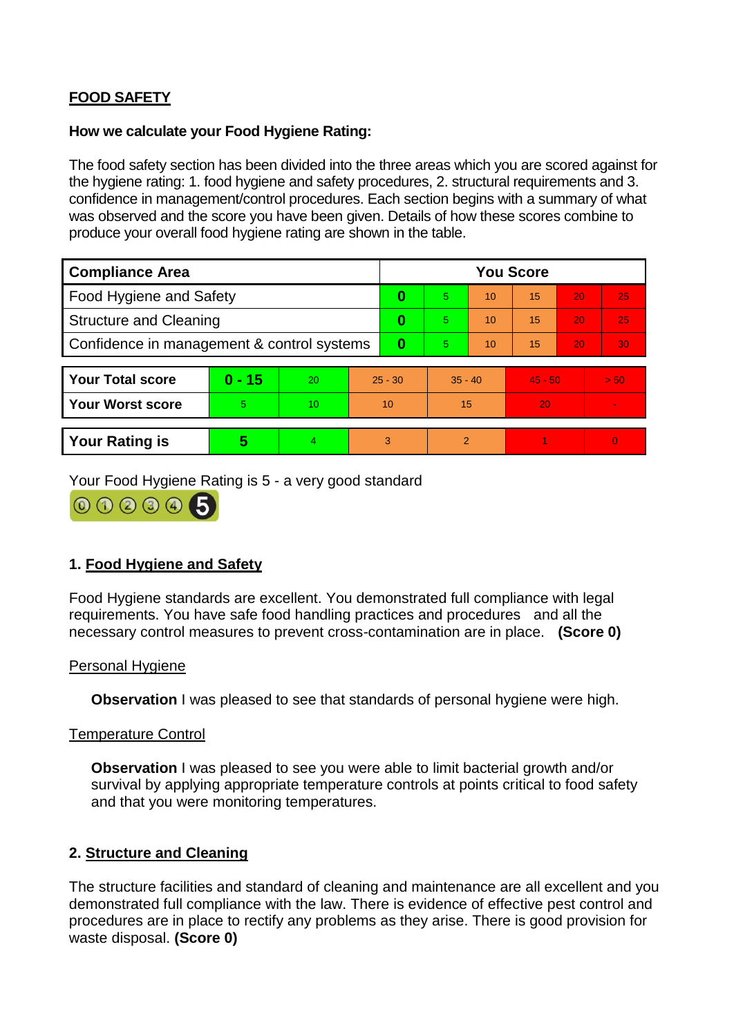## FOOD SAFETY

**How we calculate your Food Hygiene Rating:**

The food safety section has been divided into the three areas which you are scored against for the hygiene rating: 1. food hygiene and safety procedures, 2. structural requirements and 3. confidence in management/control procedures. Each section begins with a summary of what was observed and the score you have been given. Details of how these scores combine to produce your overall food hygiene rating are shown in the table.

| Compliance Area | You Score | | | | | |
|---|---|---|---|---|---|---|
| Food Hygiene and Safety | **0** | 5 | 10 | 15 | 20 | 25 |
| Structure and Cleaning | **0** | 5 | 10 | 15 | 20 | 25 |
| Confidence in management & control systems | **0** | 5 | 10 | 15 | 20 | 30 |

| | | | | | | |
|---|---|---|---|---|---|---|
| **Your Total score** | **0 - 15** | 20 | 25 - 30 | 35 - 40 | 45 - 50 | > 50 |
| **Your Worst score** | 5 | 10 | 10 | 15 | 20 | - |

| | | | | | | |
|---|---|---|---|---|---|---|
| **Your Rating is** | **5** | 4 | 3 | 2 | 1 | 0 |

Your Food Hygiene Rating is 5 - a very good standard

### 1. Food Hygiene and Safety

Food Hygiene standards are excellent. You demonstrated full compliance with legal requirements. You have safe food handling practices and procedures and all the necessary control measures to prevent cross-contamination are in place. **(Score 0)**

Personal Hygiene

**Observation** I was pleased to see that standards of personal hygiene were high.

Temperature Control

**Observation** I was pleased to see you were able to limit bacterial growth and/or survival by applying appropriate temperature controls at points critical to food safety and that you were monitoring temperatures.

### 2. Structure and Cleaning

The structure facilities and standard of cleaning and maintenance are all excellent and you demonstrated full compliance with the law. There is evidence of effective pest control and procedures are in place to rectify any problems as they arise. There is good provision for waste disposal. **(Score 0)**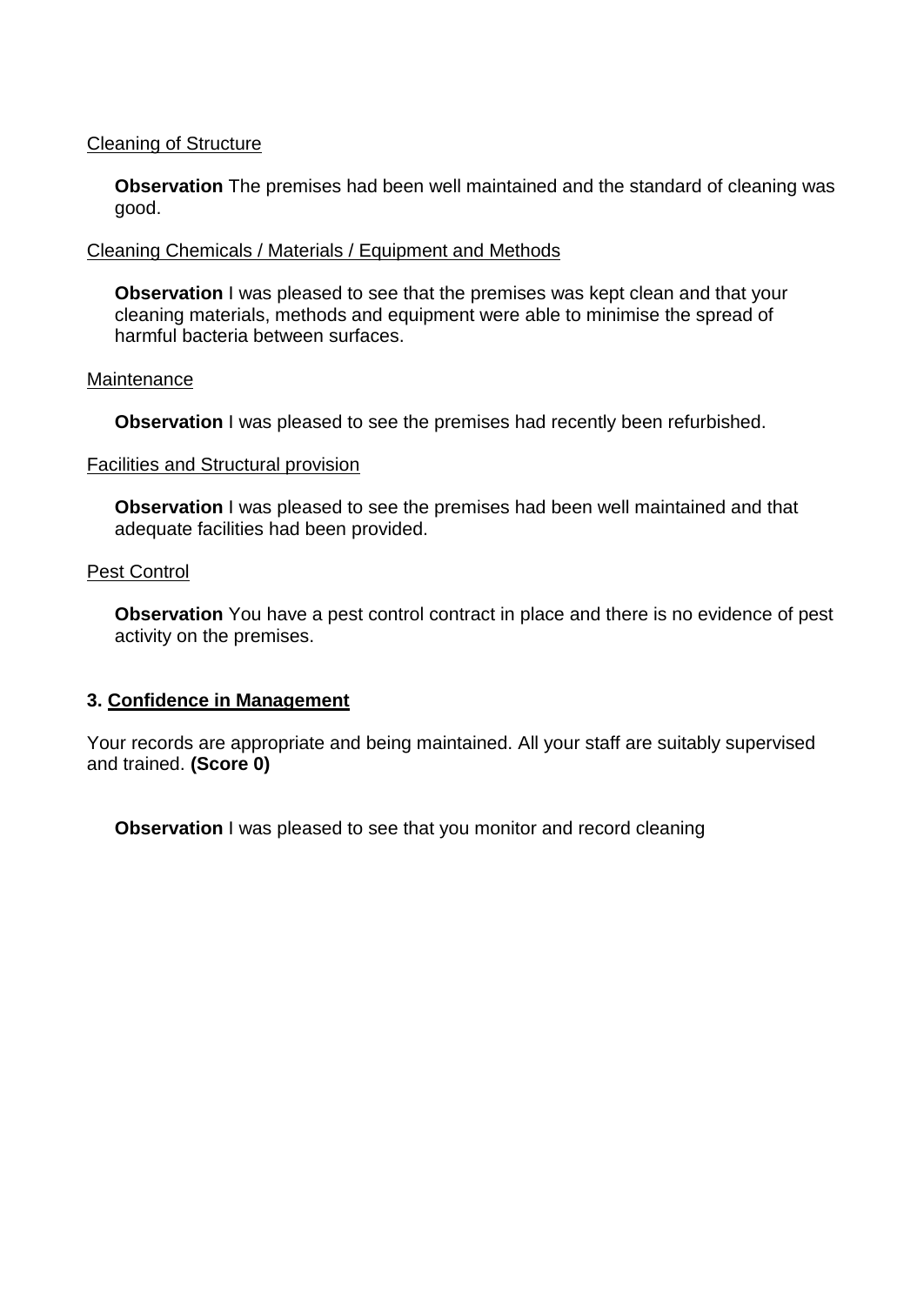<u>Cleaning of Structure</u>

**Observation** The premises had been well maintained and the standard of cleaning was good.

<u>Cleaning Chemicals / Materials / Equipment and Methods</u>

**Observation** I was pleased to see that the premises was kept clean and that your cleaning materials, methods and equipment were able to minimise the spread of harmful bacteria between surfaces.

<u>Maintenance</u>

**Observation** I was pleased to see the premises had recently been refurbished.

<u>Facilities and Structural provision</u>

**Observation** I was pleased to see the premises had been well maintained and that adequate facilities had been provided.

<u>Pest Control</u>

**Observation** You have a pest control contract in place and there is no evidence of pest activity on the premises.

### 3. Confidence in Management

Your records are appropriate and being maintained. All your staff are suitably supervised and trained. **(Score 0)**

**Observation** I was pleased to see that you monitor and record cleaning